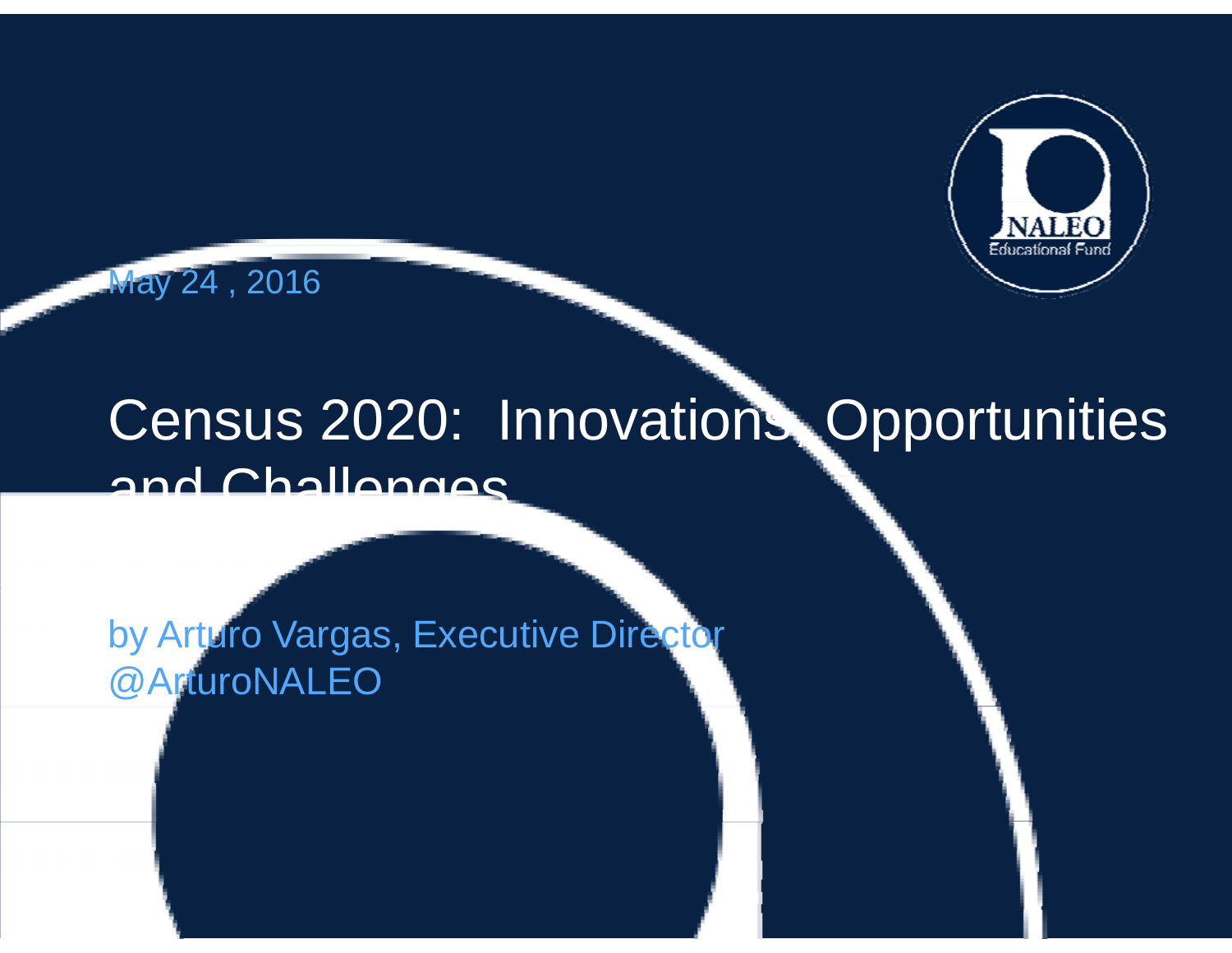May 24 , 2016

# Census 2020: Innovations, Opportunities and Challenges

by Arturo Vargas, Executive Director
@ArturoNALEO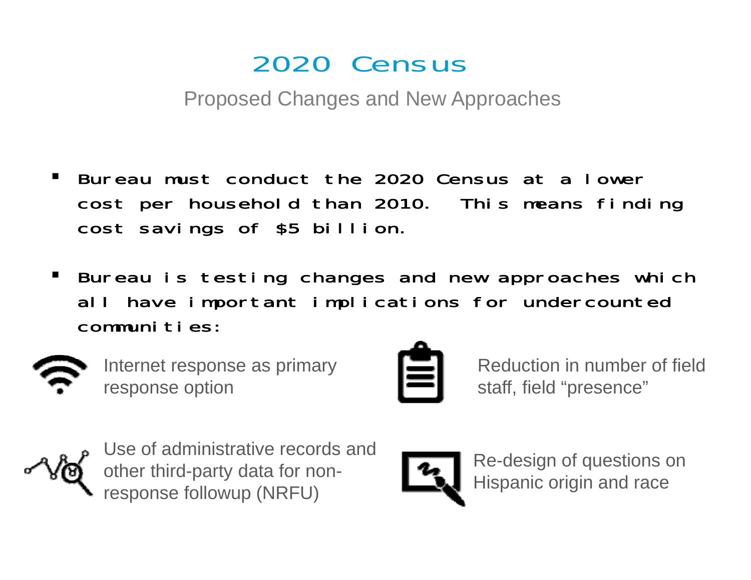# 2020 Census

## Proposed Changes and New Approaches

- Bureau must conduct the 2020 Census at a lower cost per household than 2010. This means finding cost savings of $5 billion.
- Bureau is testing changes and new approaches which all have important implications for undercounted communities:

Internet response as primary response option

Reduction in number of field staff, field "presence"

Use of administrative records and other third-party data for non-response followup (NRFU)

Re-design of questions on Hispanic origin and race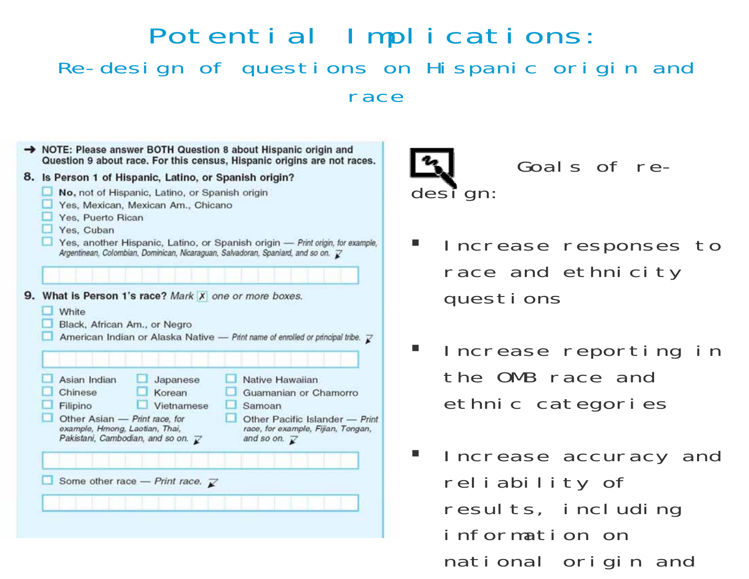# Potential Implications:

## Re-design of questions on Hispanic origin and race

→ NOTE: Please answer BOTH Question 8 about Hispanic origin and Question 9 about race. For this census, Hispanic origins are not races.

**8. Is Person 1 of Hispanic, Latino, or Spanish origin?**

- ☐ **No,** not of Hispanic, Latino, or Spanish origin
- ☐ Yes, Mexican, Mexican Am., Chicano
- ☐ Yes, Puerto Rican
- ☐ Yes, Cuban
- ☐ Yes, another Hispanic, Latino, or Spanish origin — *Print origin, for example, Argentinean, Colombian, Dominican, Nicaraguan, Salvadoran, Spaniard, and so on.*

**9. What is Person 1's race?** *Mark* ☒ *one or more boxes.*

- ☐ White
- ☐ Black, African Am., or Negro
- ☐ American Indian or Alaska Native — *Print name of enrolled or principal tribe.*
- ☐ Asian Indian
- ☐ Chinese
- ☐ Filipino
- ☐ Other Asian — *Print race, for example, Hmong, Laotian, Thai, Pakistani, Cambodian, and so on.*
- ☐ Japanese
- ☐ Korean
- ☐ Vietnamese
- ☐ Native Hawaiian
- ☐ Guamanian or Chamorro
- ☐ Samoan
- ☐ Other Pacific Islander — *Print race, for example, Fijian, Tongan, and so on.*
- ☐ Some other race — *Print race.*

Goals of re-design:

- Increase responses to race and ethnicity questions
- Increase reporting in the OMB race and ethnic categories
- Increase accuracy and reliability of results, including information on national origin and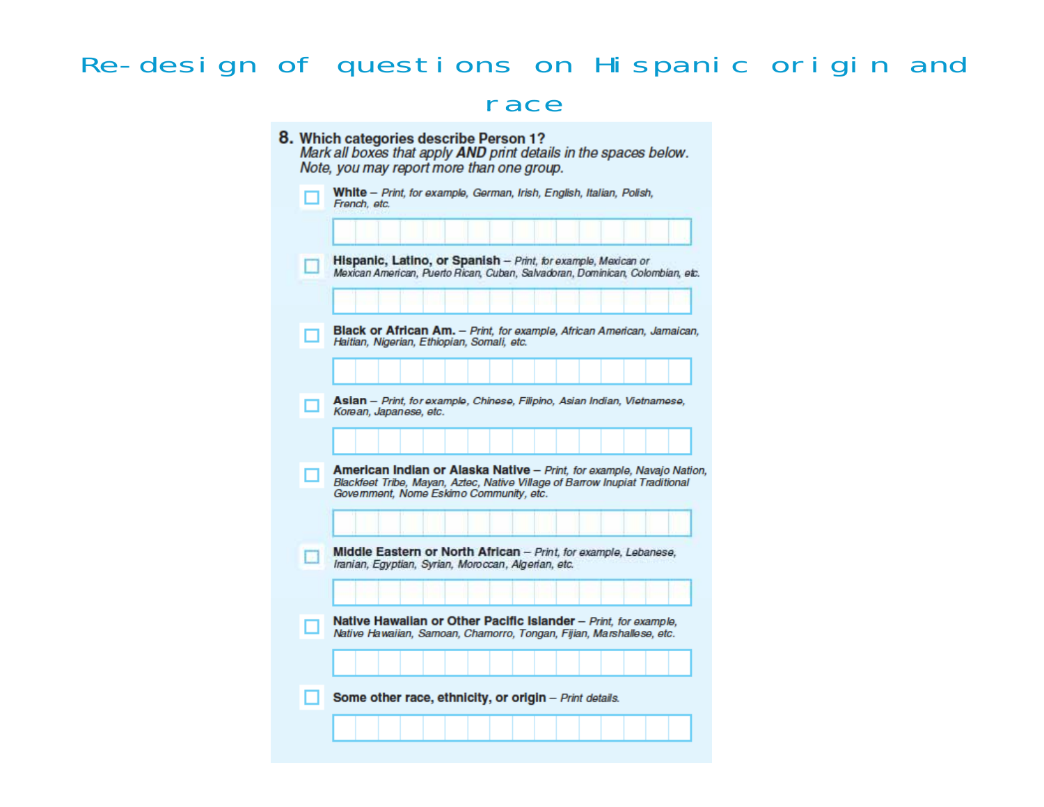# Re-design of questions on Hispanic origin and race

**8. Which categories describe Person 1?**
*Mark all boxes that apply* ***AND*** *print details in the spaces below. Note, you may report more than one group.*

☐ **White** – *Print, for example, German, Irish, English, Italian, Polish, French, etc.*

☐ **Hispanic, Latino, or Spanish** – *Print, for example, Mexican or Mexican American, Puerto Rican, Cuban, Salvadoran, Dominican, Colombian, etc.*

☐ **Black or African Am.** – *Print, for example, African American, Jamaican, Haitian, Nigerian, Ethiopian, Somali, etc.*

☐ **Asian** – *Print, for example, Chinese, Filipino, Asian Indian, Vietnamese, Korean, Japanese, etc.*

☐ **American Indian or Alaska Native** – *Print, for example, Navajo Nation, Blackfeet Tribe, Mayan, Aztec, Native Village of Barrow Inupiat Traditional Government, Nome Eskimo Community, etc.*

☐ **Middle Eastern or North African** – *Print, for example, Lebanese, Iranian, Egyptian, Syrian, Moroccan, Algerian, etc.*

☐ **Native Hawaiian or Other Pacific Islander** – *Print, for example, Native Hawaiian, Samoan, Chamorro, Tongan, Fijian, Marshallese, etc.*

☐ **Some other race, ethnicity, or origin** – *Print details.*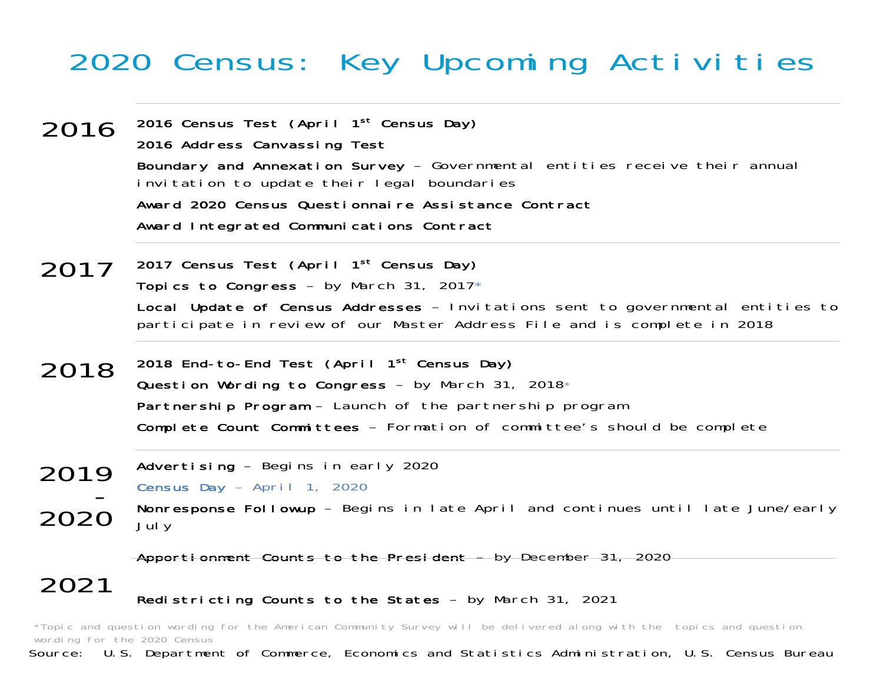# 2020 Census: Key Upcoming Activities

## 2016

**2016 Census Test (April 1st Census Day)**

**2016 Address Canvassing Test**

**Boundary and Annexation Survey** – Governmental entities receive their annual invitation to update their legal boundaries

**Award 2020 Census Questionnaire Assistance Contract**

**Award Integrated Communications Contract**

## 2017

**2017 Census Test (April 1st Census Day)**

**Topics to Congress** – by March 31, 2017*

**Local Update of Census Addresses** – Invitations sent to governmental entities to participate in review of our Master Address File and is complete in 2018

## 2018

**2018 End-to-End Test (April 1st Census Day)**

**Question Wording to Congress** – by March 31, 2018*

**Partnership Program** – Launch of the partnership program

**Complete Count Committees** – Formation of committee's should be complete

## 2019 – 2020

**Advertising** – Begins in early 2020

**Census Day** – April 1, 2020

**Nonresponse Followup** – Begins in late April and continues until late June/early July

**Apportionment Counts to the President** – by December 31, 2020

## 2021

**Redistricting Counts to the States** – by March 31, 2021

*Topic and question wording for the American Community Survey will be delivered along with the topics and question wording for the 2020 Census

Source: U.S. Department of Commerce, Economics and Statistics Administration, U.S. Census Bureau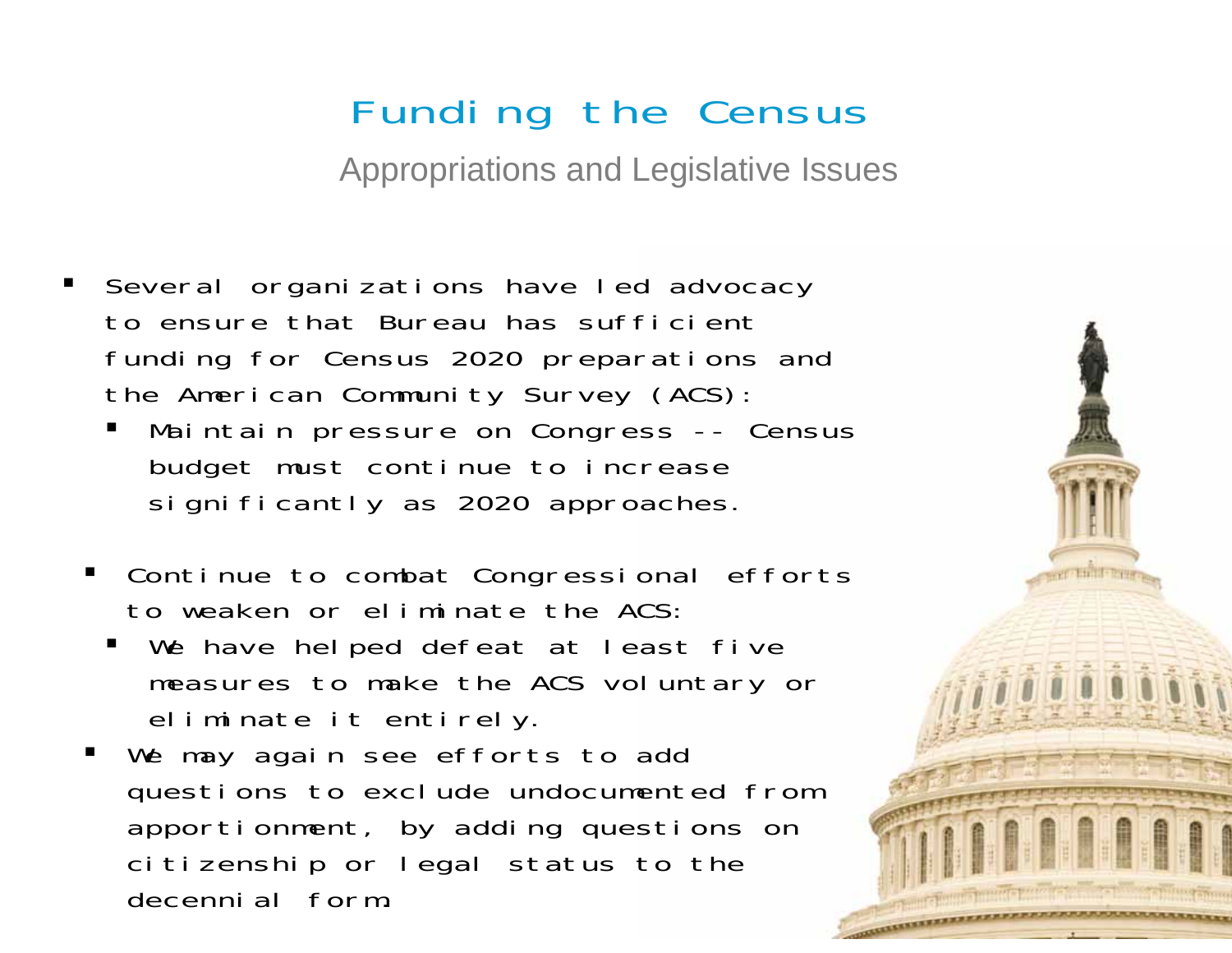# Funding the Census

## Appropriations and Legislative Issues

- Several organizations have led advocacy to ensure that Bureau has sufficient funding for Census 2020 preparations and the American Community Survey (ACS):
  - Maintain pressure on Congress -- Census budget must continue to increase significantly as 2020 approaches.
- Continue to combat Congressional efforts to weaken or eliminate the ACS:
  - We have helped defeat at least five measures to make the ACS voluntary or eliminate it entirely.
- We may again see efforts to add questions to exclude undocumented from apportionment, by adding questions on citizenship or legal status to the decennial form.